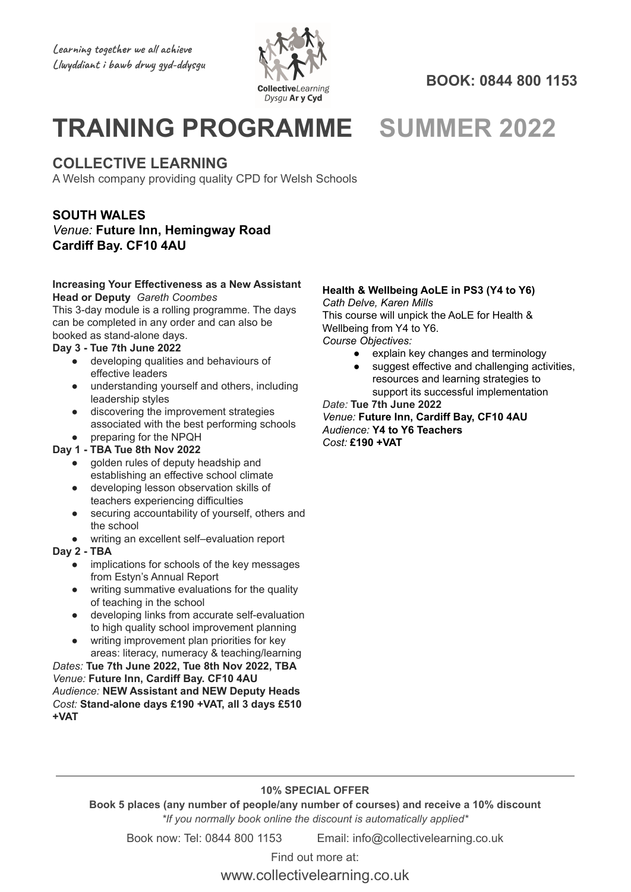Learning together we all achieve
Llwyddiant i bawb drwy gyd-ddysgu

CollectiveLearning
Dysgu Ar y Cyd

**BOOK: 0844 800 1153**

# TRAINING PROGRAMME SUMMER 2022

## COLLECTIVE LEARNING

A Welsh company providing quality CPD for Welsh Schools

### SOUTH WALES

*Venue:* **Future Inn, Hemingway Road Cardiff Bay. CF10 4AU**

**Increasing Your Effectiveness as a New Assistant Head or Deputy** *Gareth Coombes*

This 3-day module is a rolling programme. The days can be completed in any order and can also be booked as stand-alone days.

**Day 3 - Tue 7th June 2022**

- developing qualities and behaviours of effective leaders
- understanding yourself and others, including leadership styles
- discovering the improvement strategies associated with the best performing schools
- preparing for the NPQH

**Day 1 - TBA Tue 8th Nov 2022**

- golden rules of deputy headship and establishing an effective school climate
- developing lesson observation skills of teachers experiencing difficulties
- securing accountability of yourself, others and the school
- writing an excellent self–evaluation report

**Day 2 - TBA**

- implications for schools of the key messages from Estyn's Annual Report
- writing summative evaluations for the quality of teaching in the school
- developing links from accurate self-evaluation to high quality school improvement planning
- writing improvement plan priorities for key areas: literacy, numeracy & teaching/learning

*Dates:* **Tue 7th June 2022, Tue 8th Nov 2022, TBA**
*Venue:* **Future Inn, Cardiff Bay. CF10 4AU**
*Audience:* **NEW Assistant and NEW Deputy Heads**
*Cost:* **Stand-alone days £190 +VAT, all 3 days £510 +VAT**

**Health & Wellbeing AoLE in PS3 (Y4 to Y6)**
*Cath Delve, Karen Mills*

This course will unpick the AoLE for Health & Wellbeing from Y4 to Y6.

*Course Objectives:*

- explain key changes and terminology
- suggest effective and challenging activities, resources and learning strategies to support its successful implementation

*Date:* **Tue 7th June 2022**
*Venue:* **Future Inn, Cardiff Bay, CF10 4AU**
*Audience:* **Y4 to Y6 Teachers**
*Cost:* **£190 +VAT**

---

**10% SPECIAL OFFER**

**Book 5 places (any number of people/any number of courses) and receive a 10% discount**

*\*If you normally book online the discount is automatically applied\**

Book now: Tel: 0844 800 1153 Email: info@collectivelearning.co.uk

Find out more at:

www.collectivelearning.co.uk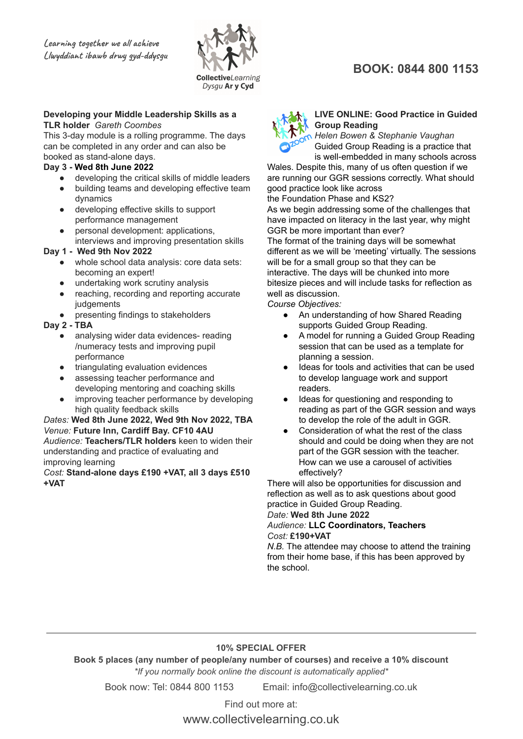Learning together we all achieve
Llwyddiant ibawb drwy gyd-ddysgu

**Collective***Learning*
*Dysgu* **Ar y Cyd**

## BOOK: 0844 800 1153

### Developing your Middle Leadership Skills as a TLR holder *Gareth Coombes*

This 3-day module is a rolling programme. The days can be completed in any order and can also be booked as stand-alone days.

**Day 3 - Wed 8th June 2022**

- developing the critical skills of middle leaders
- building teams and developing effective team dynamics
- developing effective skills to support performance management
- personal development: applications, interviews and improving presentation skills

**Day 1 - Wed 9th Nov 2022**

- whole school data analysis: core data sets: becoming an expert!
- undertaking work scrutiny analysis
- reaching, recording and reporting accurate judgements
- presenting findings to stakeholders

**Day 2 - TBA**

- analysing wider data evidences- reading /numeracy tests and improving pupil performance
- triangulating evaluation evidences
- assessing teacher performance and developing mentoring and coaching skills
- improving teacher performance by developing high quality feedback skills

*Dates:* **Wed 8th June 2022, Wed 9th Nov 2022, TBA**
*Venue:* **Future Inn, Cardiff Bay. CF10 4AU**
*Audience:* **Teachers/TLR holders** keen to widen their understanding and practice of evaluating and improving learning
*Cost:* **Stand-alone days £190 +VAT, all 3 days £510 +VAT**

### LIVE ONLINE: Good Practice in Guided Group Reading

*Helen Bowen & Stephanie Vaughan*

Guided Group Reading is a practice that is well-embedded in many schools across Wales. Despite this, many of us often question if we are running our GGR sessions correctly. What should good practice look like across the Foundation Phase and KS2?

As we begin addressing some of the challenges that have impacted on literacy in the last year, why might GGR be more important than ever?

The format of the training days will be somewhat different as we will be 'meeting' virtually. The sessions will be for a small group so that they can be interactive. The days will be chunked into more bitesize pieces and will include tasks for reflection as well as discussion.

*Course Objectives:*

- An understanding of how Shared Reading supports Guided Group Reading.
- A model for running a Guided Group Reading session that can be used as a template for planning a session.
- Ideas for tools and activities that can be used to develop language work and support readers.
- Ideas for questioning and responding to reading as part of the GGR session and ways to develop the role of the adult in GGR.
- Consideration of what the rest of the class should and could be doing when they are not part of the GGR session with the teacher. How can we use a carousel of activities effectively?

There will also be opportunities for discussion and reflection as well as to ask questions about good practice in Guided Group Reading.

*Date:* **Wed 8th June 2022**
*Audience:* **LLC Coordinators, Teachers**
*Cost:* **£190+VAT**
*N.B.* The attendee may choose to attend the training from their home base, if this has been approved by the school.

---

**10% SPECIAL OFFER**

**Book 5 places (any number of people/any number of courses) and receive a 10% discount**

*\*If you normally book online the discount is automatically applied\**

Book now: Tel: 0844 800 1153 Email: info@collectivelearning.co.uk

Find out more at:

www.collectivelearning.co.uk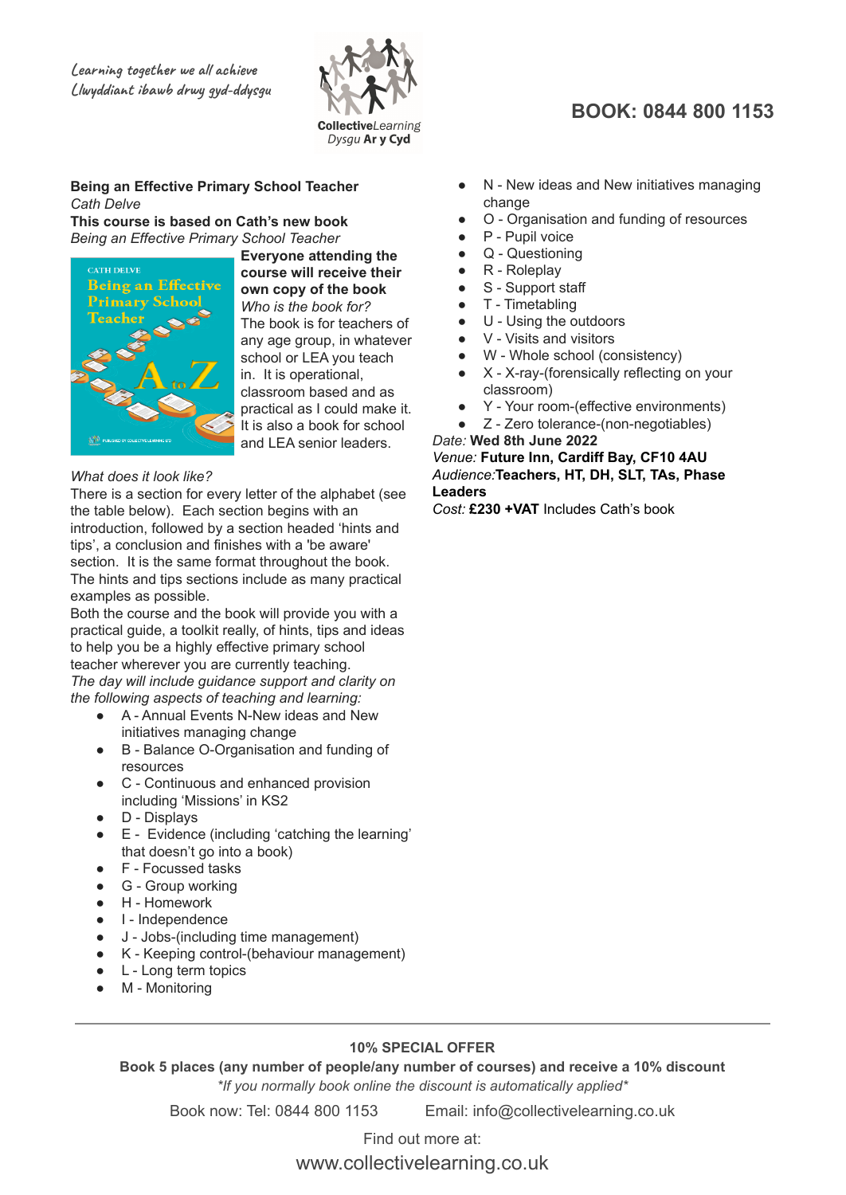Learning together we all achieve
Llwyddiant ibawb drwy gyd-ddysgu

**Collective***Learning*
*Dysgu* **Ar y Cyd**

## BOOK: 0844 800 1153

**Being an Effective Primary School Teacher**
*Cath Delve*
**This course is based on Cath's new book**
*Being an Effective Primary School Teacher*

**Everyone attending the course will receive their own copy of the book**

*Who is the book for?*
The book is for teachers of any age group, in whatever school or LEA you teach in. It is operational, classroom based and as practical as I could make it. It is also a book for school and LEA senior leaders.

*What does it look like?*
There is a section for every letter of the alphabet (see the table below). Each section begins with an introduction, followed by a section headed 'hints and tips', a conclusion and finishes with a 'be aware' section. It is the same format throughout the book. The hints and tips sections include as many practical examples as possible.
Both the course and the book will provide you with a practical guide, a toolkit really, of hints, tips and ideas to help you be a highly effective primary school teacher wherever you are currently teaching.
*The day will include guidance support and clarity on the following aspects of teaching and learning:*

- A - Annual Events N-New ideas and New initiatives managing change
- B - Balance O-Organisation and funding of resources
- C - Continuous and enhanced provision including 'Missions' in KS2
- D - Displays
- E - Evidence (including 'catching the learning' that doesn't go into a book)
- F - Focussed tasks
- G - Group working
- H - Homework
- I - Independence
- J - Jobs-(including time management)
- K - Keeping control-(behaviour management)
- L - Long term topics
- M - Monitoring
- N - New ideas and New initiatives managing change
- O - Organisation and funding of resources
- P - Pupil voice
- Q - Questioning
- R - Roleplay
- S - Support staff
- T - Timetabling
- U - Using the outdoors
- V - Visits and visitors
- W - Whole school (consistency)
- X - X-ray-(forensically reflecting on your classroom)
- Y - Your room-(effective environments)
- Z - Zero tolerance-(non-negotiables)

*Date:* **Wed 8th June 2022**
*Venue:* **Future Inn, Cardiff Bay, CF10 4AU**
*Audience:* **Teachers, HT, DH, SLT, TAs, Phase Leaders**
*Cost:* **£230 +VAT** Includes Cath's book

---

**10% SPECIAL OFFER**
**Book 5 places (any number of people/any number of courses) and receive a 10% discount**
*\*If you normally book online the discount is automatically applied\**

Book now: Tel: 0844 800 1153    Email: info@collectivelearning.co.uk

Find out more at:
www.collectivelearning.co.uk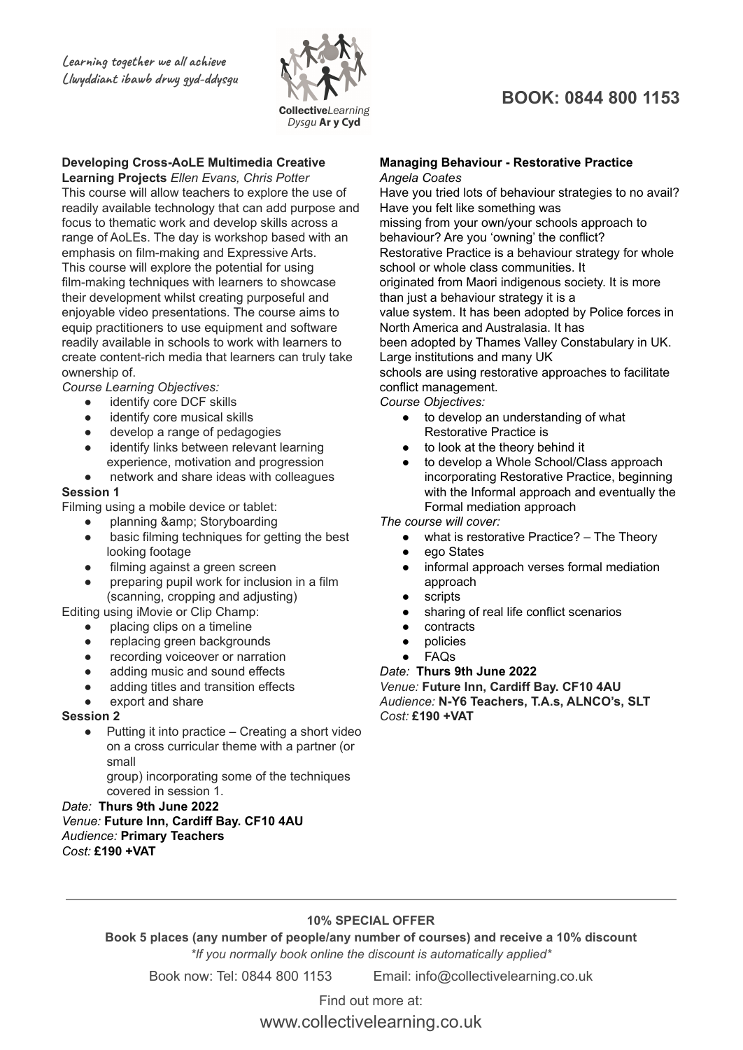Learning together we all achieve
Llwyddiant ibawb drwy gyd-ddysgu

CollectiveLearning
Dysgu Ar y Cyd

**BOOK: 0844 800 1153**

### Developing Cross-AoLE Multimedia Creative Learning Projects *Ellen Evans, Chris Potter*

This course will allow teachers to explore the use of readily available technology that can add purpose and focus to thematic work and develop skills across a range of AoLEs. The day is workshop based with an emphasis on film-making and Expressive Arts. This course will explore the potential for using film-making techniques with learners to showcase their development whilst creating purposeful and enjoyable video presentations. The course aims to equip practitioners to use equipment and software readily available in schools to work with learners to create content-rich media that learners can truly take ownership of.

*Course Learning Objectives:*

- identify core DCF skills
- identify core musical skills
- develop a range of pedagogies
- identify links between relevant learning experience, motivation and progression
- network and share ideas with colleagues

**Session 1**

Filming using a mobile device or tablet:

- planning &amp; Storyboarding
- basic filming techniques for getting the best looking footage
- filming against a green screen
- preparing pupil work for inclusion in a film (scanning, cropping and adjusting)

Editing using iMovie or Clip Champ:

- placing clips on a timeline
- replacing green backgrounds
- recording voiceover or narration
- adding music and sound effects
- adding titles and transition effects
- export and share

**Session 2**

- Putting it into practice – Creating a short video on a cross curricular theme with a partner (or small group) incorporating some of the techniques covered in session 1.

*Date:* **Thurs 9th June 2022**
*Venue:* **Future Inn, Cardiff Bay. CF10 4AU**
*Audience:* **Primary Teachers**
*Cost:* **£190 +VAT**

### Managing Behaviour - Restorative Practice
*Angela Coates*

Have you tried lots of behaviour strategies to no avail? Have you felt like something was missing from your own/your schools approach to behaviour? Are you 'owning' the conflict?
Restorative Practice is a behaviour strategy for whole school or whole class communities. It originated from Maori indigenous society. It is more than just a behaviour strategy it is a value system. It has been adopted by Police forces in North America and Australasia. It has been adopted by Thames Valley Constabulary in UK. Large institutions and many UK schools are using restorative approaches to facilitate conflict management.

*Course Objectives:*

- to develop an understanding of what Restorative Practice is
- to look at the theory behind it
- to develop a Whole School/Class approach incorporating Restorative Practice, beginning with the Informal approach and eventually the Formal mediation approach

*The course will cover:*

- what is restorative Practice? – The Theory
- ego States
- informal approach verses formal mediation approach
- scripts
- sharing of real life conflict scenarios
- contracts
- policies
- FAQs

*Date:* **Thurs 9th June 2022**
*Venue:* **Future Inn, Cardiff Bay. CF10 4AU**
*Audience:* **N-Y6 Teachers, T.A.s, ALNCO's, SLT**
*Cost:* **£190 +VAT**

---

**10% SPECIAL OFFER**

**Book 5 places (any number of people/any number of courses) and receive a 10% discount**

*\*If you normally book online the discount is automatically applied\**

Book now: Tel: 0844 800 1153 Email: info@collectivelearning.co.uk

Find out more at:

www.collectivelearning.co.uk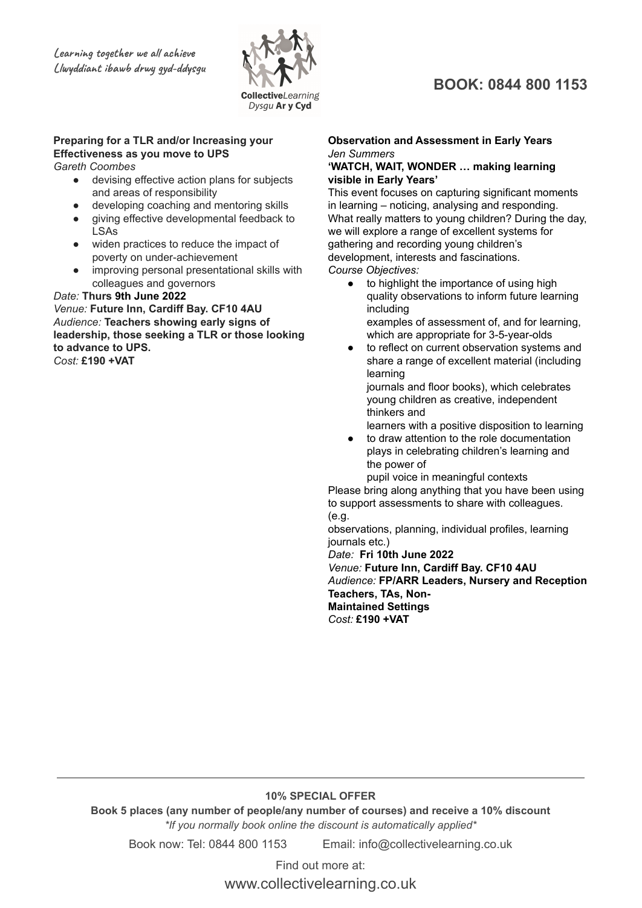Learning together we all achieve
Llwyddiant ibawb drwy gyd-ddysgu

CollectiveLearning
Dysgu Ar y Cyd

**BOOK: 0844 800 1153**

**Preparing for a TLR and/or Increasing your Effectiveness as you move to UPS**
*Gareth Coombes*

- devising effective action plans for subjects and areas of responsibility
- developing coaching and mentoring skills
- giving effective developmental feedback to LSAs
- widen practices to reduce the impact of poverty on under-achievement
- improving personal presentational skills with colleagues and governors

*Date:* **Thurs 9th June 2022**
*Venue:* **Future Inn, Cardiff Bay. CF10 4AU**
*Audience:* **Teachers showing early signs of leadership, those seeking a TLR or those looking to advance to UPS.**
*Cost:* **£190 +VAT**

**Observation and Assessment in Early Years**
*Jen Summers*
**'WATCH, WAIT, WONDER … making learning visible in Early Years'**

This event focuses on capturing significant moments in learning – noticing, analysing and responding. What really matters to young children? During the day, we will explore a range of excellent systems for gathering and recording young children's development, interests and fascinations.

*Course Objectives:*

- to highlight the importance of using high quality observations to inform future learning including examples of assessment of, and for learning, which are appropriate for 3-5-year-olds
- to reflect on current observation systems and share a range of excellent material (including learning journals and floor books), which celebrates young children as creative, independent thinkers and learners with a positive disposition to learning
- to draw attention to the role documentation plays in celebrating children's learning and the power of pupil voice in meaningful contexts

Please bring along anything that you have been using to support assessments to share with colleagues. (e.g. observations, planning, individual profiles, learning journals etc.)

*Date:* **Fri 10th June 2022**
*Venue:* **Future Inn, Cardiff Bay. CF10 4AU**
*Audience:* **FP/ARR Leaders, Nursery and Reception Teachers, TAs, Non-Maintained Settings**
*Cost:* **£190 +VAT**

---

**10% SPECIAL OFFER**

**Book 5 places (any number of people/any number of courses) and receive a 10% discount**

*\*If you normally book online the discount is automatically applied\**

Book now: Tel: 0844 800 1153 Email: info@collectivelearning.co.uk

Find out more at:

www.collectivelearning.co.uk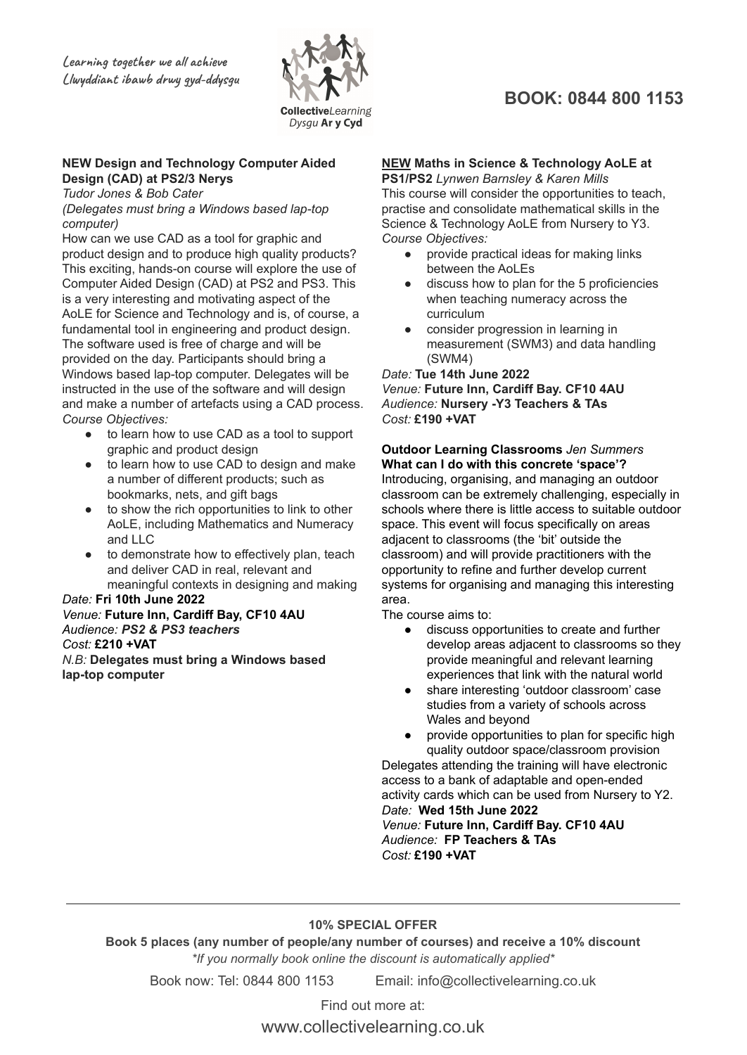Learning together we all achieve
Llwyddiant ibawb drwy gyd-ddysgu

CollectiveLearning
Dysgu Ar y Cyd

**BOOK: 0844 800 1153**

**NEW Design and Technology Computer Aided Design (CAD) at PS2/3 Nerys**
*Tudor Jones & Bob Cater*
*(Delegates must bring a Windows based lap-top computer)*

How can we use CAD as a tool for graphic and product design and to produce high quality products? This exciting, hands-on course will explore the use of Computer Aided Design (CAD) at PS2 and PS3. This is a very interesting and motivating aspect of the AoLE for Science and Technology and is, of course, a fundamental tool in engineering and product design. The software used is free of charge and will be provided on the day. Participants should bring a Windows based lap-top computer. Delegates will be instructed in the use of the software and will design and make a number of artefacts using a CAD process.

*Course Objectives:*

- to learn how to use CAD as a tool to support graphic and product design
- to learn how to use CAD to design and make a number of different products; such as bookmarks, nets, and gift bags
- to show the rich opportunities to link to other AoLE, including Mathematics and Numeracy and LLC
- to demonstrate how to effectively plan, teach and deliver CAD in real, relevant and meaningful contexts in designing and making

*Date:* **Fri 10th June 2022**
*Venue:* **Future Inn, Cardiff Bay, CF10 4AU**
*Audience:* ***PS2 & PS3 teachers***
*Cost:* **£210 +VAT**
*N.B:* **Delegates must bring a Windows based lap-top computer**

**NEW Maths in Science & Technology AoLE at PS1/PS2** *Lynwen Barnsley & Karen Mills*

This course will consider the opportunities to teach, practise and consolidate mathematical skills in the Science & Technology AoLE from Nursery to Y3.

*Course Objectives:*

- provide practical ideas for making links between the AoLEs
- discuss how to plan for the 5 proficiencies when teaching numeracy across the curriculum
- consider progression in learning in measurement (SWM3) and data handling (SWM4)

*Date:* **Tue 14th June 2022**
*Venue:* **Future Inn, Cardiff Bay. CF10 4AU**
*Audience:* **Nursery -Y3 Teachers & TAs**
*Cost:* **£190 +VAT**

**Outdoor Learning Classrooms** *Jen Summers*
**What can I do with this concrete 'space'?**

Introducing, organising, and managing an outdoor classroom can be extremely challenging, especially in schools where there is little access to suitable outdoor space. This event will focus specifically on areas adjacent to classrooms (the 'bit' outside the classroom) and will provide practitioners with the opportunity to refine and further develop current systems for organising and managing this interesting area.

The course aims to:

- discuss opportunities to create and further develop areas adjacent to classrooms so they provide meaningful and relevant learning experiences that link with the natural world
- share interesting 'outdoor classroom' case studies from a variety of schools across Wales and beyond
- provide opportunities to plan for specific high quality outdoor space/classroom provision

Delegates attending the training will have electronic access to a bank of adaptable and open-ended activity cards which can be used from Nursery to Y2.

*Date:* **Wed 15th June 2022**
*Venue:* **Future Inn, Cardiff Bay. CF10 4AU**
*Audience:* **FP Teachers & TAs**
*Cost:* **£190 +VAT**

---

**10% SPECIAL OFFER**

**Book 5 places (any number of people/any number of courses) and receive a 10% discount**

*\*If you normally book online the discount is automatically applied\**

Book now: Tel: 0844 800 1153 Email: info@collectivelearning.co.uk

Find out more at:

www.collectivelearning.co.uk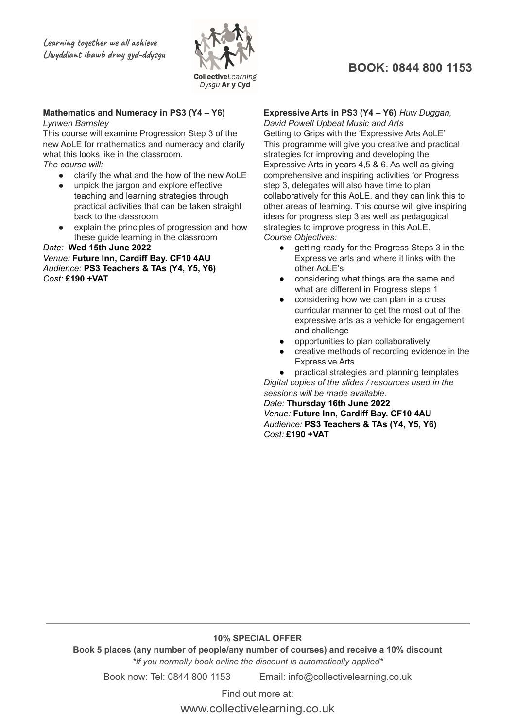Learning together we all achieve
Llwyddiant ibawb drwy gyd-ddysgu

**Collective**Learning
Dysgu **Ar y Cyd**

## BOOK: 0844 800 1153

### Mathematics and Numeracy in PS3 (Y4 – Y6)

*Lynwen Barnsley*

This course will examine Progression Step 3 of the new AoLE for mathematics and numeracy and clarify what this looks like in the classroom.

*The course will:*

- clarify the what and the how of the new AoLE
- unpick the jargon and explore effective teaching and learning strategies through practical activities that can be taken straight back to the classroom
- explain the principles of progression and how these guide learning in the classroom

*Date:* **Wed 15th June 2022**
*Venue:* **Future Inn, Cardiff Bay. CF10 4AU**
*Audience:* **PS3 Teachers & TAs (Y4, Y5, Y6)**
*Cost:* **£190 +VAT**

### Expressive Arts in PS3 (Y4 – Y6) *Huw Duggan, David Powell Upbeat Music and Arts*

Getting to Grips with the 'Expressive Arts AoLE'
This programme will give you creative and practical strategies for improving and developing the Expressive Arts in years 4,5 & 6. As well as giving comprehensive and inspiring activities for Progress step 3, delegates will also have time to plan collaboratively for this AoLE, and they can link this to other areas of learning. This course will give inspiring ideas for progress step 3 as well as pedagogical strategies to improve progress in this AoLE.

*Course Objectives:*

- getting ready for the Progress Steps 3 in the Expressive arts and where it links with the other AoLE's
- considering what things are the same and what are different in Progress steps 1
- considering how we can plan in a cross curricular manner to get the most out of the expressive arts as a vehicle for engagement and challenge
- opportunities to plan collaboratively
- creative methods of recording evidence in the Expressive Arts
- practical strategies and planning templates

*Digital copies of the slides / resources used in the sessions will be made available.*

*Date:* **Thursday 16th June 2022**
*Venue:* **Future Inn, Cardiff Bay. CF10 4AU**
*Audience:* **PS3 Teachers & TAs (Y4, Y5, Y6)**
*Cost:* **£190 +VAT**

---

**10% SPECIAL OFFER**

**Book 5 places (any number of people/any number of courses) and receive a 10% discount**

*\*If you normally book online the discount is automatically applied\**

Book now: Tel: 0844 800 1153 Email: info@collectivelearning.co.uk

Find out more at:

www.collectivelearning.co.uk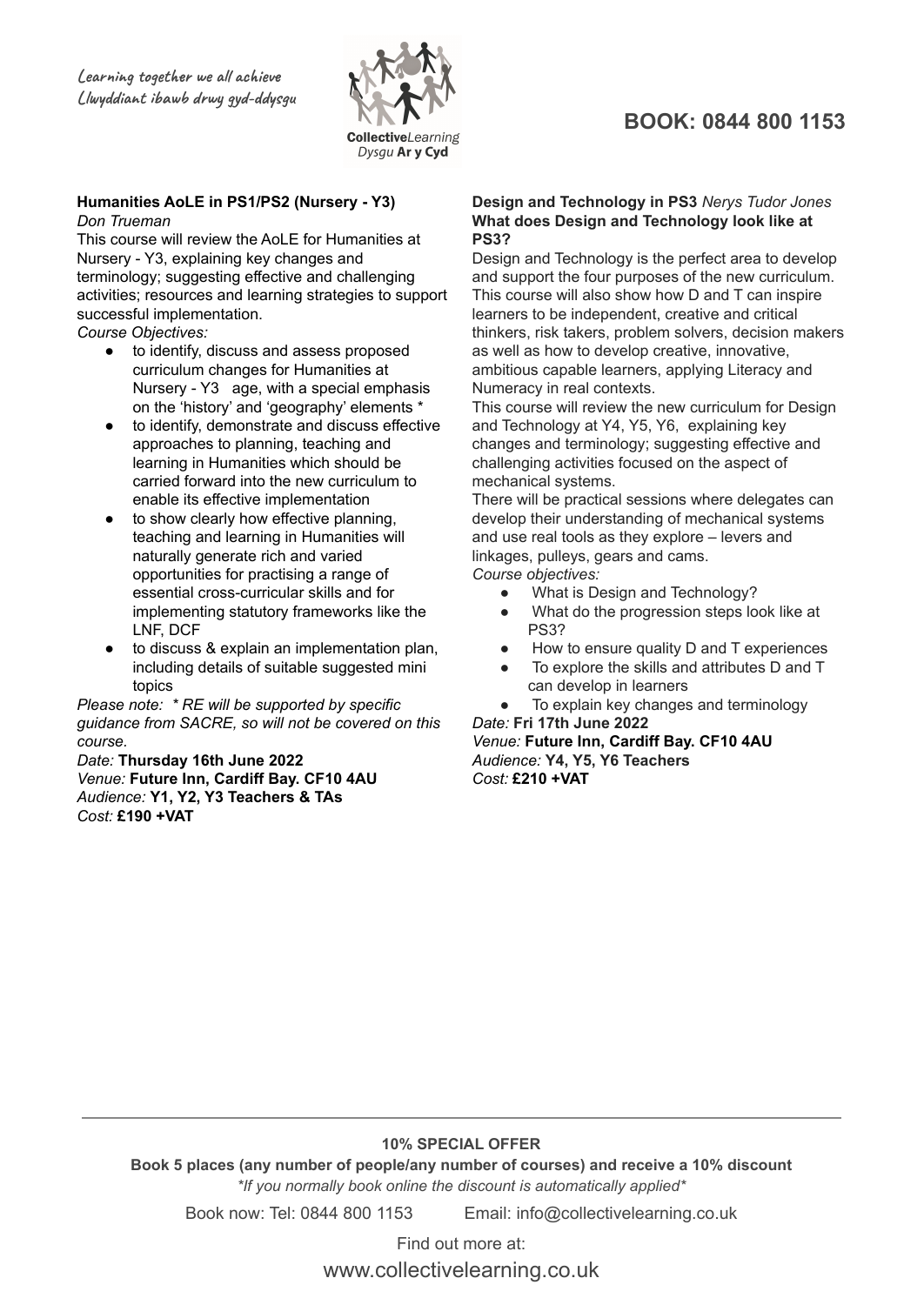Learning together we all achieve
Llwyddiant ibawb drwy gyd-ddysgu

**Collective***Learning*
*Dysgu* **Ar y Cyd**

## BOOK: 0844 800 1153

### Humanities AoLE in PS1/PS2 (Nursery - Y3)

*Don Trueman*

This course will review the AoLE for Humanities at Nursery - Y3, explaining key changes and terminology; suggesting effective and challenging activities; resources and learning strategies to support successful implementation.

*Course Objectives:*

- to identify, discuss and assess proposed curriculum changes for Humanities at Nursery - Y3 age, with a special emphasis on the 'history' and 'geography' elements *
- to identify, demonstrate and discuss effective approaches to planning, teaching and learning in Humanities which should be carried forward into the new curriculum to enable its effective implementation
- to show clearly how effective planning, teaching and learning in Humanities will naturally generate rich and varied opportunities for practising a range of essential cross-curricular skills and for implementing statutory frameworks like the LNF, DCF
- to discuss & explain an implementation plan, including details of suitable suggested mini topics

*Please note: * RE will be supported by specific guidance from SACRE, so will not be covered on this course.*

*Date:* **Thursday 16th June 2022**
*Venue:* **Future Inn, Cardiff Bay. CF10 4AU**
*Audience:* **Y1, Y2, Y3 Teachers & TAs**
*Cost:* **£190 +VAT**

### Design and Technology in PS3 *Nerys Tudor Jones*

**What does Design and Technology look like at PS3?**

Design and Technology is the perfect area to develop and support the four purposes of the new curriculum. This course will also show how D and T can inspire learners to be independent, creative and critical thinkers, risk takers, problem solvers, decision makers as well as how to develop creative, innovative, ambitious capable learners, applying Literacy and Numeracy in real contexts.

This course will review the new curriculum for Design and Technology at Y4, Y5, Y6, explaining key changes and terminology; suggesting effective and challenging activities focused on the aspect of mechanical systems.

There will be practical sessions where delegates can develop their understanding of mechanical systems and use real tools as they explore – levers and linkages, pulleys, gears and cams.

*Course objectives:*

- What is Design and Technology?
- What do the progression steps look like at PS3?
- How to ensure quality D and T experiences
- To explore the skills and attributes D and T can develop in learners
- To explain key changes and terminology

*Date:* **Fri 17th June 2022**
*Venue:* **Future Inn, Cardiff Bay. CF10 4AU**
*Audience:* **Y4, Y5, Y6 Teachers**
*Cost:* **£210 +VAT**

---

**10% SPECIAL OFFER**

**Book 5 places (any number of people/any number of courses) and receive a 10% discount**

*\*If you normally book online the discount is automatically applied\**

Book now: Tel: 0844 800 1153 Email: info@collectivelearning.co.uk

Find out more at:

www.collectivelearning.co.uk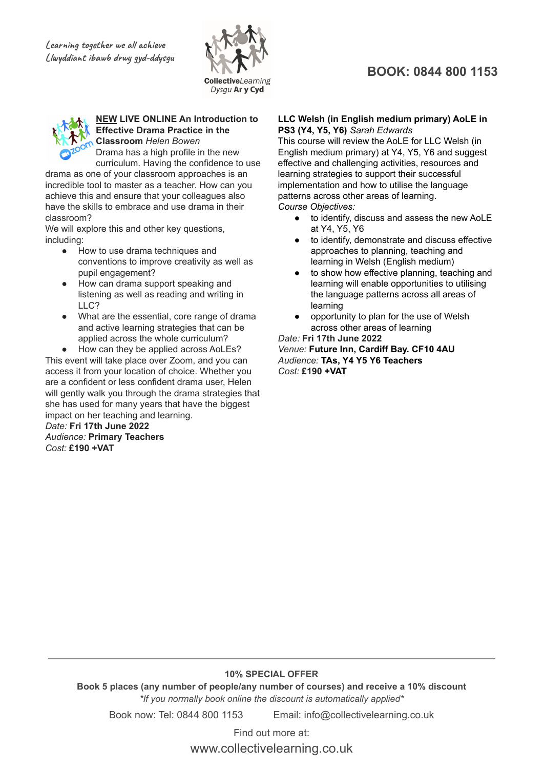*Learning together we all achieve*
*Llwyddiant ibawb drwy gyd-ddysgu*

**Collective***Learning*
*Dysgu* **Ar y Cyd**

## BOOK: 0844 800 1153

**NEW LIVE ONLINE An Introduction to Effective Drama Practice in the Classroom** *Helen Bowen*

Drama has a high profile in the new curriculum. Having the confidence to use drama as one of your classroom approaches is an incredible tool to master as a teacher. How can you achieve this and ensure that your colleagues also have the skills to embrace and use drama in their classroom?

We will explore this and other key questions, including:

- How to use drama techniques and conventions to improve creativity as well as pupil engagement?
- How can drama support speaking and listening as well as reading and writing in LLC?
- What are the essential, core range of drama and active learning strategies that can be applied across the whole curriculum?
- How can they be applied across AoLEs?

This event will take place over Zoom, and you can access it from your location of choice. Whether you are a confident or less confident drama user, Helen will gently walk you through the drama strategies that she has used for many years that have the biggest impact on her teaching and learning.

*Date:* **Fri 17th June 2022**
*Audience:* **Primary Teachers**
*Cost:* **£190 +VAT**

**LLC Welsh (in English medium primary) AoLE in PS3 (Y4, Y5, Y6)** *Sarah Edwards*

This course will review the AoLE for LLC Welsh (in English medium primary) at Y4, Y5, Y6 and suggest effective and challenging activities, resources and learning strategies to support their successful implementation and how to utilise the language patterns across other areas of learning.

*Course Objectives:*

- to identify, discuss and assess the new AoLE at Y4, Y5, Y6
- to identify, demonstrate and discuss effective approaches to planning, teaching and learning in Welsh (English medium)
- to show how effective planning, teaching and learning will enable opportunities to utilising the language patterns across all areas of learning
- opportunity to plan for the use of Welsh across other areas of learning

*Date:* **Fri 17th June 2022**
*Venue:* **Future Inn, Cardiff Bay. CF10 4AU**
*Audience:* **TAs, Y4 Y5 Y6 Teachers**
*Cost:* **£190 +VAT**

---

**10% SPECIAL OFFER**

**Book 5 places (any number of people/any number of courses) and receive a 10% discount**

*\*If you normally book online the discount is automatically applied\**

Book now: Tel: 0844 800 1153 Email: info@collectivelearning.co.uk

Find out more at:

www.collectivelearning.co.uk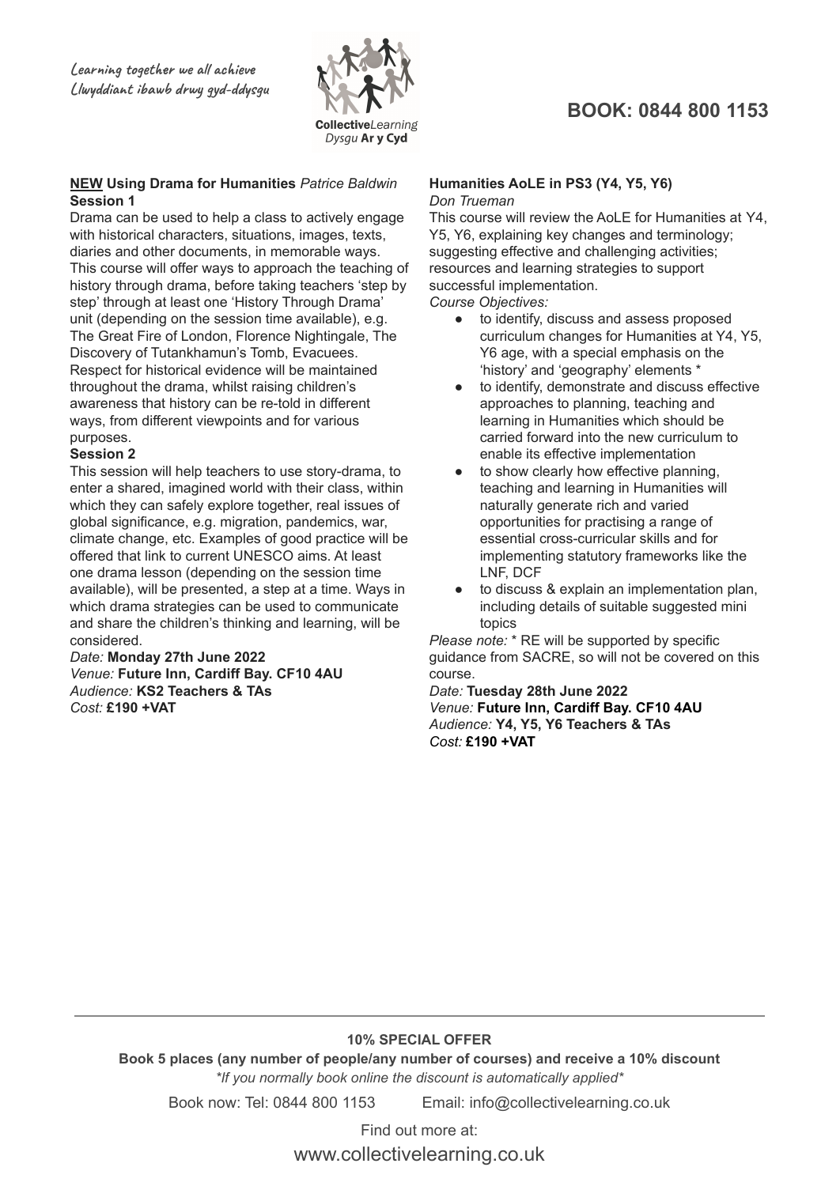Learning together we all achieve
Llwyddiant ibawb drwy gyd-ddysgu

**Collective***Learning*
*Dysgu* **Ar y Cyd**

## BOOK: 0844 800 1153

### **NEW** Using Drama for Humanities *Patrice Baldwin*

**Session 1**

Drama can be used to help a class to actively engage with historical characters, situations, images, texts, diaries and other documents, in memorable ways. This course will offer ways to approach the teaching of history through drama, before taking teachers 'step by step' through at least one 'History Through Drama' unit (depending on the session time available), e.g. The Great Fire of London, Florence Nightingale, The Discovery of Tutankhamun's Tomb, Evacuees. Respect for historical evidence will be maintained throughout the drama, whilst raising children's awareness that history can be re-told in different ways, from different viewpoints and for various purposes.

**Session 2**

This session will help teachers to use story-drama, to enter a shared, imagined world with their class, within which they can safely explore together, real issues of global significance, e.g. migration, pandemics, war, climate change, etc. Examples of good practice will be offered that link to current UNESCO aims. At least one drama lesson (depending on the session time available), will be presented, a step at a time. Ways in which drama strategies can be used to communicate and share the children's thinking and learning, will be considered.

*Date:* **Monday 27th June 2022**
*Venue:* **Future Inn, Cardiff Bay. CF10 4AU**
*Audience:* **KS2 Teachers & TAs**
*Cost:* **£190 +VAT**

### Humanities AoLE in PS3 (Y4, Y5, Y6)

*Don Trueman*

This course will review the AoLE for Humanities at Y4, Y5, Y6, explaining key changes and terminology; suggesting effective and challenging activities; resources and learning strategies to support successful implementation.

*Course Objectives:*

- to identify, discuss and assess proposed curriculum changes for Humanities at Y4, Y5, Y6 age, with a special emphasis on the 'history' and 'geography' elements *
- to identify, demonstrate and discuss effective approaches to planning, teaching and learning in Humanities which should be carried forward into the new curriculum to enable its effective implementation
- to show clearly how effective planning, teaching and learning in Humanities will naturally generate rich and varied opportunities for practising a range of essential cross-curricular skills and for implementing statutory frameworks like the LNF, DCF
- to discuss & explain an implementation plan, including details of suitable suggested mini topics

*Please note:* * RE will be supported by specific guidance from SACRE, so will not be covered on this course.

*Date:* **Tuesday 28th June 2022**
*Venue:* **Future Inn, Cardiff Bay. CF10 4AU**
*Audience:* **Y4, Y5, Y6 Teachers & TAs**
*Cost:* **£190 +VAT**

---

**10% SPECIAL OFFER**

**Book 5 places (any number of people/any number of courses) and receive a 10% discount**

*\*If you normally book online the discount is automatically applied\**

Book now: Tel: 0844 800 1153 Email: info@collectivelearning.co.uk

Find out more at:

www.collectivelearning.co.uk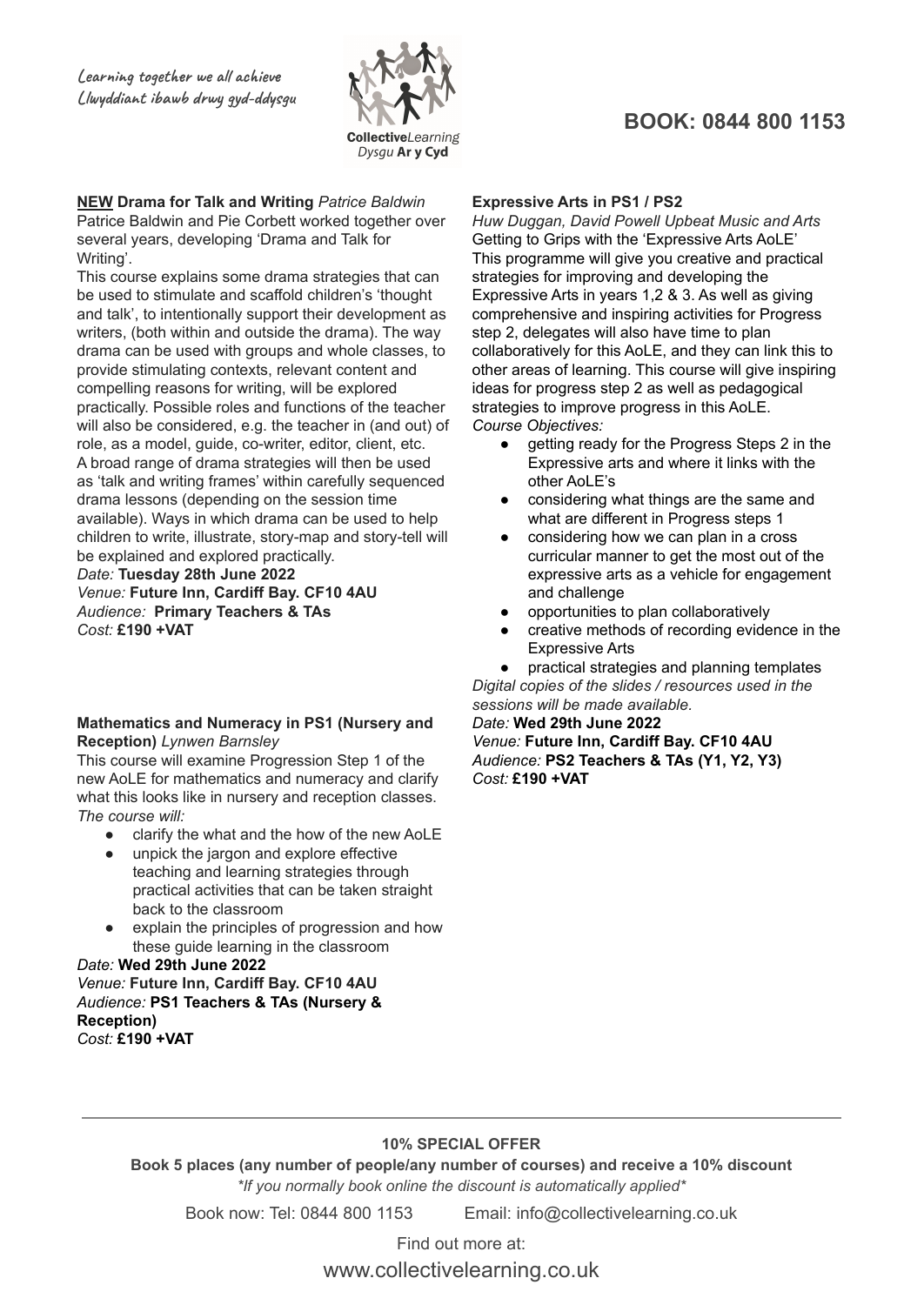Learning together we all achieve
Llwyddiant ibawb drwy gyd-ddysgu

**Collective***Learning*
*Dysgu* **Ar y Cyd**

## BOOK: 0844 800 1153

**NEW Drama for Talk and Writing** *Patrice Baldwin*
Patrice Baldwin and Pie Corbett worked together over several years, developing 'Drama and Talk for Writing'.

This course explains some drama strategies that can be used to stimulate and scaffold children's 'thought and talk', to intentionally support their development as writers, (both within and outside the drama). The way drama can be used with groups and whole classes, to provide stimulating contexts, relevant content and compelling reasons for writing, will be explored practically. Possible roles and functions of the teacher will also be considered, e.g. the teacher in (and out) of role, as a model, guide, co-writer, editor, client, etc. A broad range of drama strategies will then be used as 'talk and writing frames' within carefully sequenced drama lessons (depending on the session time available). Ways in which drama can be used to help children to write, illustrate, story-map and story-tell will be explained and explored practically.

*Date:* **Tuesday 28th June 2022**
*Venue:* **Future Inn, Cardiff Bay. CF10 4AU**
*Audience:* **Primary Teachers & TAs**
*Cost:* **£190 +VAT**

**Mathematics and Numeracy in PS1 (Nursery and Reception)** *Lynwen Barnsley*
This course will examine Progression Step 1 of the new AoLE for mathematics and numeracy and clarify what this looks like in nursery and reception classes.
*The course will:*

- clarify the what and the how of the new AoLE
- unpick the jargon and explore effective teaching and learning strategies through practical activities that can be taken straight back to the classroom
- explain the principles of progression and how these guide learning in the classroom

*Date:* **Wed 29th June 2022**
*Venue:* **Future Inn, Cardiff Bay. CF10 4AU**
*Audience:* **PS1 Teachers & TAs (Nursery & Reception)**
*Cost:* **£190 +VAT**

**Expressive Arts in PS1 / PS2**
*Huw Duggan, David Powell Upbeat Music and Arts*
Getting to Grips with the 'Expressive Arts AoLE'
This programme will give you creative and practical strategies for improving and developing the Expressive Arts in years 1,2 & 3. As well as giving comprehensive and inspiring activities for Progress step 2, delegates will also have time to plan collaboratively for this AoLE, and they can link this to other areas of learning. This course will give inspiring ideas for progress step 2 as well as pedagogical strategies to improve progress in this AoLE.
*Course Objectives:*

- getting ready for the Progress Steps 2 in the Expressive arts and where it links with the other AoLE's
- considering what things are the same and what are different in Progress steps 1
- considering how we can plan in a cross curricular manner to get the most out of the expressive arts as a vehicle for engagement and challenge
- opportunities to plan collaboratively
- creative methods of recording evidence in the Expressive Arts
- practical strategies and planning templates

*Digital copies of the slides / resources used in the sessions will be made available.*
*Date:* **Wed 29th June 2022**
*Venue:* **Future Inn, Cardiff Bay. CF10 4AU**
*Audience:* **PS2 Teachers & TAs (Y1, Y2, Y3)**
*Cost:* **£190 +VAT**

---

**10% SPECIAL OFFER**

**Book 5 places (any number of people/any number of courses) and receive a 10% discount**

*\*If you normally book online the discount is automatically applied\**

Book now: Tel: 0844 800 1153 Email: info@collectivelearning.co.uk

Find out more at:

www.collectivelearning.co.uk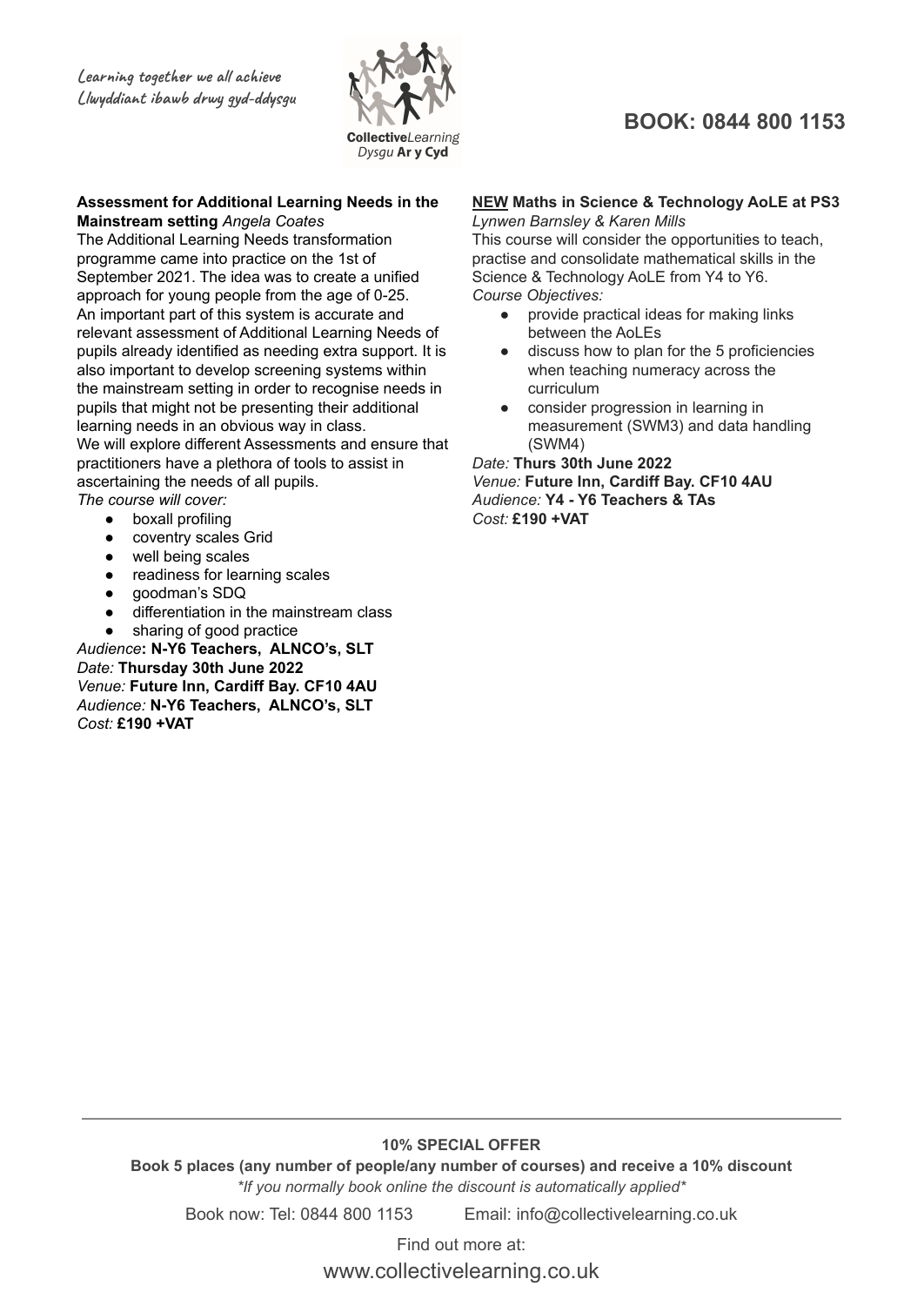Learning together we all achieve
Llwyddiant ibawb drwy gyd-ddysgu

CollectiveLearning
Dysgu Ar y Cyd

## BOOK: 0844 800 1153

**Assessment for Additional Learning Needs in the Mainstream setting** *Angela Coates*

The Additional Learning Needs transformation programme came into practice on the 1st of September 2021. The idea was to create a unified approach for young people from the age of 0-25. An important part of this system is accurate and relevant assessment of Additional Learning Needs of pupils already identified as needing extra support. It is also important to develop screening systems within the mainstream setting in order to recognise needs in pupils that might not be presenting their additional learning needs in an obvious way in class.
We will explore different Assessments and ensure that practitioners have a plethora of tools to assist in ascertaining the needs of all pupils.

*The course will cover:*

- boxall profiling
- coventry scales Grid
- well being scales
- readiness for learning scales
- goodman's SDQ
- differentiation in the mainstream class
- sharing of good practice

*Audience*: **N-Y6 Teachers, ALNCO's, SLT**
*Date:* **Thursday 30th June 2022**
*Venue:* **Future Inn, Cardiff Bay. CF10 4AU**
*Audience:* **N-Y6 Teachers, ALNCO's, SLT**
*Cost:* **£190 +VAT**

**NEW Maths in Science & Technology AoLE at PS3**
*Lynwen Barnsley & Karen Mills*

This course will consider the opportunities to teach, practise and consolidate mathematical skills in the Science & Technology AoLE from Y4 to Y6.

*Course Objectives:*

- provide practical ideas for making links between the AoLEs
- discuss how to plan for the 5 proficiencies when teaching numeracy across the curriculum
- consider progression in learning in measurement (SWM3) and data handling (SWM4)

*Date:* **Thurs 30th June 2022**
*Venue:* **Future Inn, Cardiff Bay. CF10 4AU**
*Audience:* **Y4 - Y6 Teachers & TAs**
*Cost:* **£190 +VAT**

---

**10% SPECIAL OFFER**

**Book 5 places (any number of people/any number of courses) and receive a 10% discount**

*\*If you normally book online the discount is automatically applied\**

Book now: Tel: 0844 800 1153 Email: info@collectivelearning.co.uk

Find out more at:

www.collectivelearning.co.uk